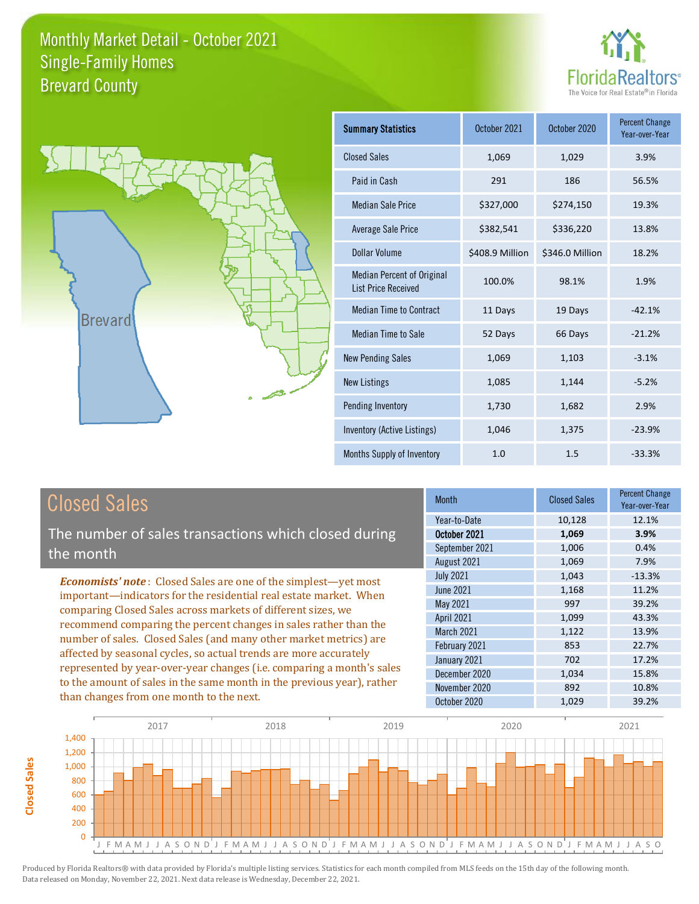# Monthly Market Detail - October 2021
## Single-Family Homes
## Brevard County

FloridaRealtors®
The Voice for Real Estate® in Florida

| Summary Statistics | October 2021 | October 2020 | Percent Change Year-over-Year |
|---|---|---|---|
| Closed Sales | 1,069 | 1,029 | 3.9% |
| Paid in Cash | 291 | 186 | 56.5% |
| Median Sale Price | $327,000 | $274,150 | 19.3% |
| Average Sale Price | $382,541 | $336,220 | 13.8% |
| Dollar Volume | $408.9 Million | $346.0 Million | 18.2% |
| Median Percent of Original List Price Received | 100.0% | 98.1% | 1.9% |
| Median Time to Contract | 11 Days | 19 Days | -42.1% |
| Median Time to Sale | 52 Days | 66 Days | -21.2% |
| New Pending Sales | 1,069 | 1,103 | -3.1% |
| New Listings | 1,085 | 1,144 | -5.2% |
| Pending Inventory | 1,730 | 1,682 | 2.9% |
| Inventory (Active Listings) | 1,046 | 1,375 | -23.9% |
| Months Supply of Inventory | 1.0 | 1.5 | -33.3% |

## Closed Sales

The number of sales transactions which closed during the month

***Economists' note***: Closed Sales are one of the simplest—yet most important—indicators for the residential real estate market. When comparing Closed Sales across markets of different sizes, we recommend comparing the percent changes in sales rather than the number of sales. Closed Sales (and many other market metrics) are affected by seasonal cycles, so actual trends are more accurately represented by year-over-year changes (i.e. comparing a month's sales to the amount of sales in the same month in the previous year), rather than changes from one month to the next.

| Month | Closed Sales | Percent Change Year-over-Year |
|---|---|---|
| Year-to-Date | 10,128 | 12.1% |
| **October 2021** | **1,069** | **3.9%** |
| September 2021 | 1,006 | 0.4% |
| August 2021 | 1,069 | 7.9% |
| July 2021 | 1,043 | -13.3% |
| June 2021 | 1,168 | 11.2% |
| May 2021 | 997 | 39.2% |
| April 2021 | 1,099 | 43.3% |
| March 2021 | 1,122 | 13.9% |
| February 2021 | 853 | 22.7% |
| January 2021 | 702 | 17.2% |
| December 2020 | 1,034 | 15.8% |
| November 2020 | 892 | 10.8% |
| October 2020 | 1,029 | 39.2% |

Produced by Florida Realtors® with data provided by Florida's multiple listing services. Statistics for each month compiled from MLS feeds on the 15th day of the following month. Data released on Monday, November 22, 2021. Next data release is Wednesday, December 22, 2021.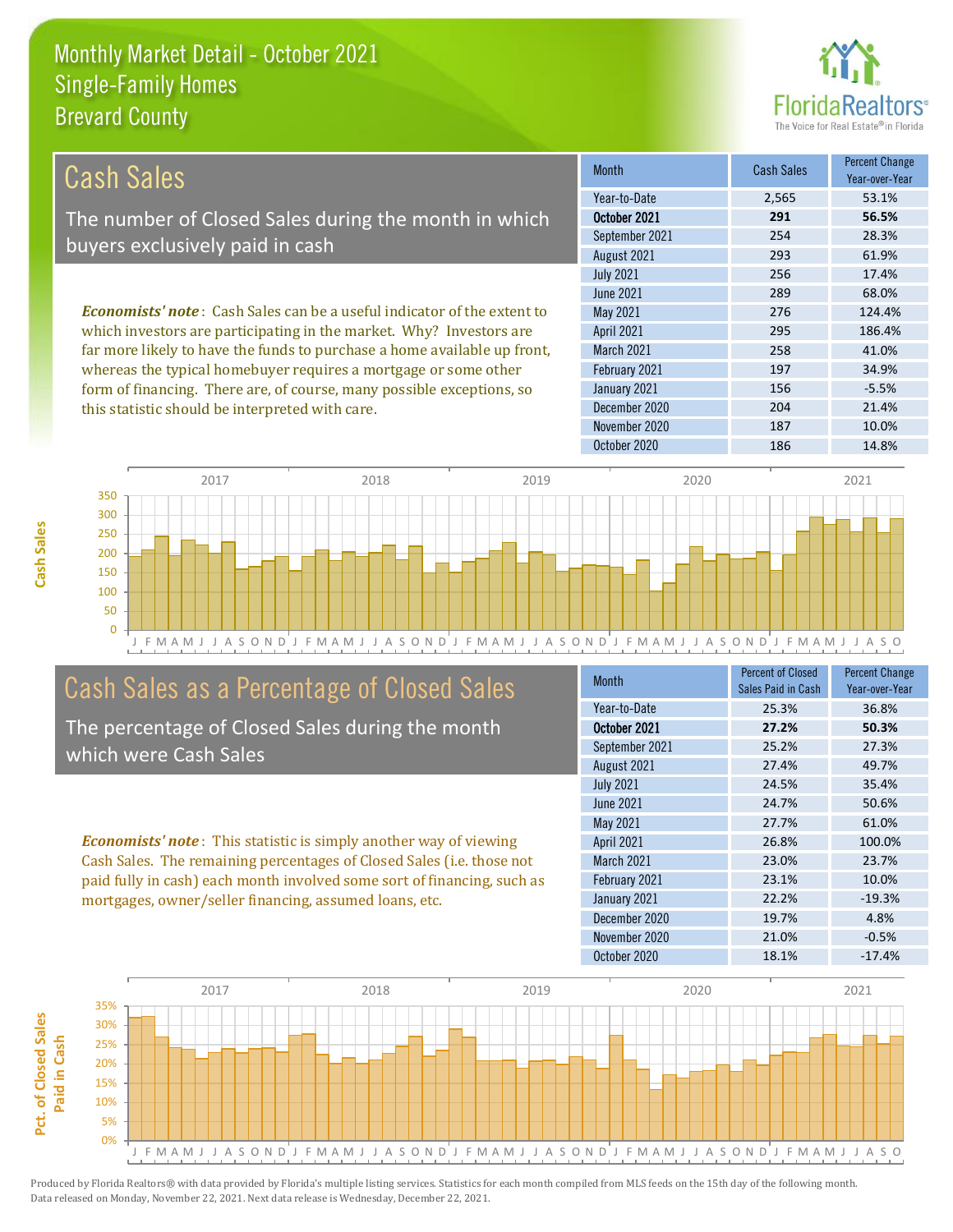# Monthly Market Detail - October 2021
## Single-Family Homes
## Brevard County

## Cash Sales

The number of Closed Sales during the month in which buyers exclusively paid in cash

*Economists' note*: Cash Sales can be a useful indicator of the extent to which investors are participating in the market. Why? Investors are far more likely to have the funds to purchase a home available up front, whereas the typical homebuyer requires a mortgage or some other form of financing. There are, of course, many possible exceptions, so this statistic should be interpreted with care.

| Month | Cash Sales | Percent Change Year-over-Year |
|---|---|---|
| Year-to-Date | 2,565 | 53.1% |
| **October 2021** | **291** | **56.5%** |
| September 2021 | 254 | 28.3% |
| August 2021 | 293 | 61.9% |
| July 2021 | 256 | 17.4% |
| June 2021 | 289 | 68.0% |
| May 2021 | 276 | 124.4% |
| April 2021 | 295 | 186.4% |
| March 2021 | 258 | 41.0% |
| February 2021 | 197 | 34.9% |
| January 2021 | 156 | -5.5% |
| December 2020 | 204 | 21.4% |
| November 2020 | 187 | 10.0% |
| October 2020 | 186 | 14.8% |

## Cash Sales as a Percentage of Closed Sales

The percentage of Closed Sales during the month which were Cash Sales

*Economists' note*: This statistic is simply another way of viewing Cash Sales. The remaining percentages of Closed Sales (i.e. those not paid fully in cash) each month involved some sort of financing, such as mortgages, owner/seller financing, assumed loans, etc.

| Month | Percent of Closed Sales Paid in Cash | Percent Change Year-over-Year |
|---|---|---|
| Year-to-Date | 25.3% | 36.8% |
| **October 2021** | **27.2%** | **50.3%** |
| September 2021 | 25.2% | 27.3% |
| August 2021 | 27.4% | 49.7% |
| July 2021 | 24.5% | 35.4% |
| June 2021 | 24.7% | 50.6% |
| May 2021 | 27.7% | 61.0% |
| April 2021 | 26.8% | 100.0% |
| March 2021 | 23.0% | 23.7% |
| February 2021 | 23.1% | 10.0% |
| January 2021 | 22.2% | -19.3% |
| December 2020 | 19.7% | 4.8% |
| November 2020 | 21.0% | -0.5% |
| October 2020 | 18.1% | -17.4% |

Produced by Florida Realtors® with data provided by Florida's multiple listing services. Statistics for each month compiled from MLS feeds on the 15th day of the following month. Data released on Monday, November 22, 2021. Next data release is Wednesday, December 22, 2021.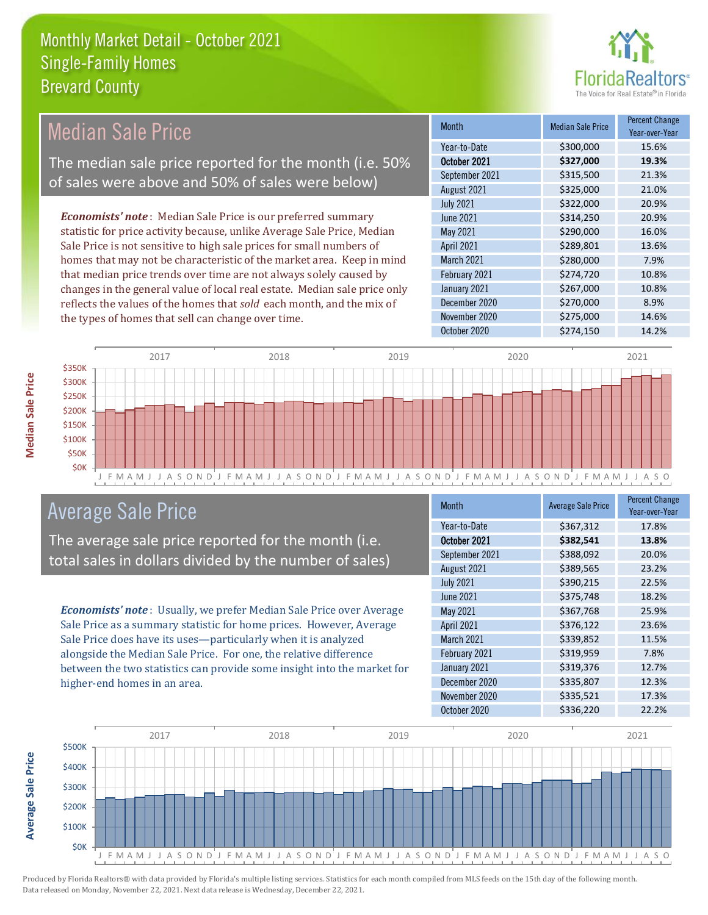# Monthly Market Detail - October 2021
## Single-Family Homes
## Brevard County

## Median Sale Price

The median sale price reported for the month (i.e. 50% of sales were above and 50% of sales were below)

*Economists' note*: Median Sale Price is our preferred summary statistic for price activity because, unlike Average Sale Price, Median Sale Price is not sensitive to high sale prices for small numbers of homes that may not be characteristic of the market area. Keep in mind that median price trends over time are not always solely caused by changes in the general value of local real estate. Median sale price only reflects the values of the homes that *sold* each month, and the mix of the types of homes that sell can change over time.

| Month | Median Sale Price | Percent Change Year-over-Year |
|---|---|---|
| Year-to-Date | $300,000 | 15.6% |
| **October 2021** | **$327,000** | **19.3%** |
| September 2021 | $315,500 | 21.3% |
| August 2021 | $325,000 | 21.0% |
| July 2021 | $322,000 | 20.9% |
| June 2021 | $314,250 | 20.9% |
| May 2021 | $290,000 | 16.0% |
| April 2021 | $289,801 | 13.6% |
| March 2021 | $280,000 | 7.9% |
| February 2021 | $274,720 | 10.8% |
| January 2021 | $267,000 | 10.8% |
| December 2020 | $270,000 | 8.9% |
| November 2020 | $275,000 | 14.6% |
| October 2020 | $274,150 | 14.2% |

## Average Sale Price

The average sale price reported for the month (i.e. total sales in dollars divided by the number of sales)

*Economists' note*: Usually, we prefer Median Sale Price over Average Sale Price as a summary statistic for home prices. However, Average Sale Price does have its uses—particularly when it is analyzed alongside the Median Sale Price. For one, the relative difference between the two statistics can provide some insight into the market for higher-end homes in an area.

| Month | Average Sale Price | Percent Change Year-over-Year |
|---|---|---|
| Year-to-Date | $367,312 | 17.8% |
| **October 2021** | **$382,541** | **13.8%** |
| September 2021 | $388,092 | 20.0% |
| August 2021 | $389,565 | 23.2% |
| July 2021 | $390,215 | 22.5% |
| June 2021 | $375,748 | 18.2% |
| May 2021 | $367,768 | 25.9% |
| April 2021 | $376,122 | 23.6% |
| March 2021 | $339,852 | 11.5% |
| February 2021 | $319,959 | 7.8% |
| January 2021 | $319,376 | 12.7% |
| December 2020 | $335,807 | 12.3% |
| November 2020 | $335,521 | 17.3% |
| October 2020 | $336,220 | 22.2% |

Produced by Florida Realtors® with data provided by Florida's multiple listing services. Statistics for each month compiled from MLS feeds on the 15th day of the following month. Data released on Monday, November 22, 2021. Next data release is Wednesday, December 22, 2021.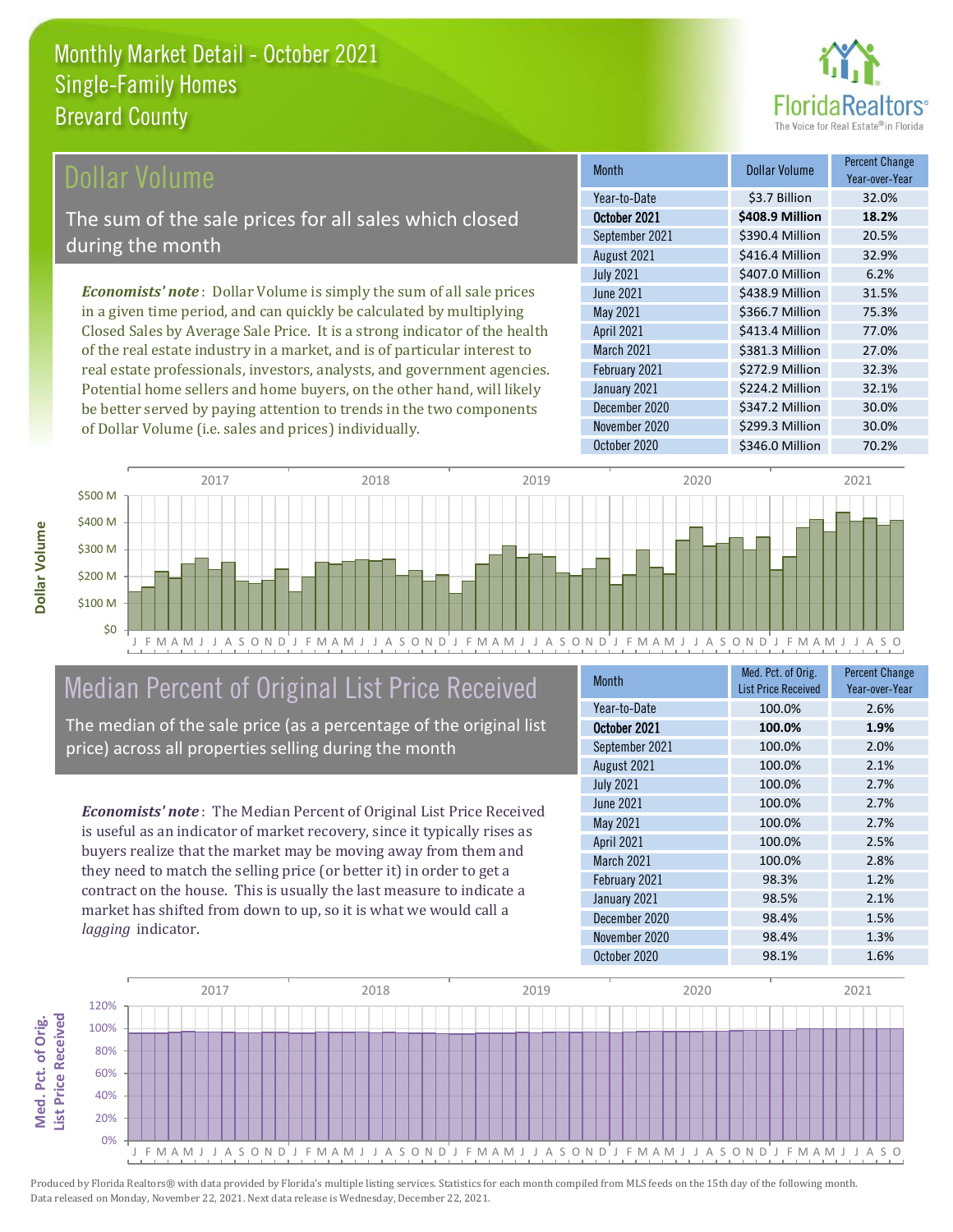# Monthly Market Detail - October 2021
## Single-Family Homes
## Brevard County

## Dollar Volume

The sum of the sale prices for all sales which closed during the month

*Economists' note*: Dollar Volume is simply the sum of all sale prices in a given time period, and can quickly be calculated by multiplying Closed Sales by Average Sale Price. It is a strong indicator of the health of the real estate industry in a market, and is of particular interest to real estate professionals, investors, analysts, and government agencies. Potential home sellers and home buyers, on the other hand, will likely be better served by paying attention to trends in the two components of Dollar Volume (i.e. sales and prices) individually.

| Month | Dollar Volume | Percent Change Year-over-Year |
|---|---|---|
| Year-to-Date | $3.7 Billion | 32.0% |
| **October 2021** | **$408.9 Million** | **18.2%** |
| September 2021 | $390.4 Million | 20.5% |
| August 2021 | $416.4 Million | 32.9% |
| July 2021 | $407.0 Million | 6.2% |
| June 2021 | $438.9 Million | 31.5% |
| May 2021 | $366.7 Million | 75.3% |
| April 2021 | $413.4 Million | 77.0% |
| March 2021 | $381.3 Million | 27.0% |
| February 2021 | $272.9 Million | 32.3% |
| January 2021 | $224.2 Million | 32.1% |
| December 2020 | $347.2 Million | 30.0% |
| November 2020 | $299.3 Million | 30.0% |
| October 2020 | $346.0 Million | 70.2% |

## Median Percent of Original List Price Received

The median of the sale price (as a percentage of the original list price) across all properties selling during the month

*Economists' note*: The Median Percent of Original List Price Received is useful as an indicator of market recovery, since it typically rises as buyers realize that the market may be moving away from them and they need to match the selling price (or better it) in order to get a contract on the house. This is usually the last measure to indicate a market has shifted from down to up, so it is what we would call a *lagging* indicator.

| Month | Med. Pct. of Orig. List Price Received | Percent Change Year-over-Year |
|---|---|---|
| Year-to-Date | 100.0% | 2.6% |
| **October 2021** | **100.0%** | **1.9%** |
| September 2021 | 100.0% | 2.0% |
| August 2021 | 100.0% | 2.1% |
| July 2021 | 100.0% | 2.7% |
| June 2021 | 100.0% | 2.7% |
| May 2021 | 100.0% | 2.7% |
| April 2021 | 100.0% | 2.5% |
| March 2021 | 100.0% | 2.8% |
| February 2021 | 98.3% | 1.2% |
| January 2021 | 98.5% | 2.1% |
| December 2020 | 98.4% | 1.5% |
| November 2020 | 98.4% | 1.3% |
| October 2020 | 98.1% | 1.6% |

Produced by Florida Realtors® with data provided by Florida's multiple listing services. Statistics for each month compiled from MLS feeds on the 15th day of the following month. Data released on Monday, November 22, 2021. Next data release is Wednesday, December 22, 2021.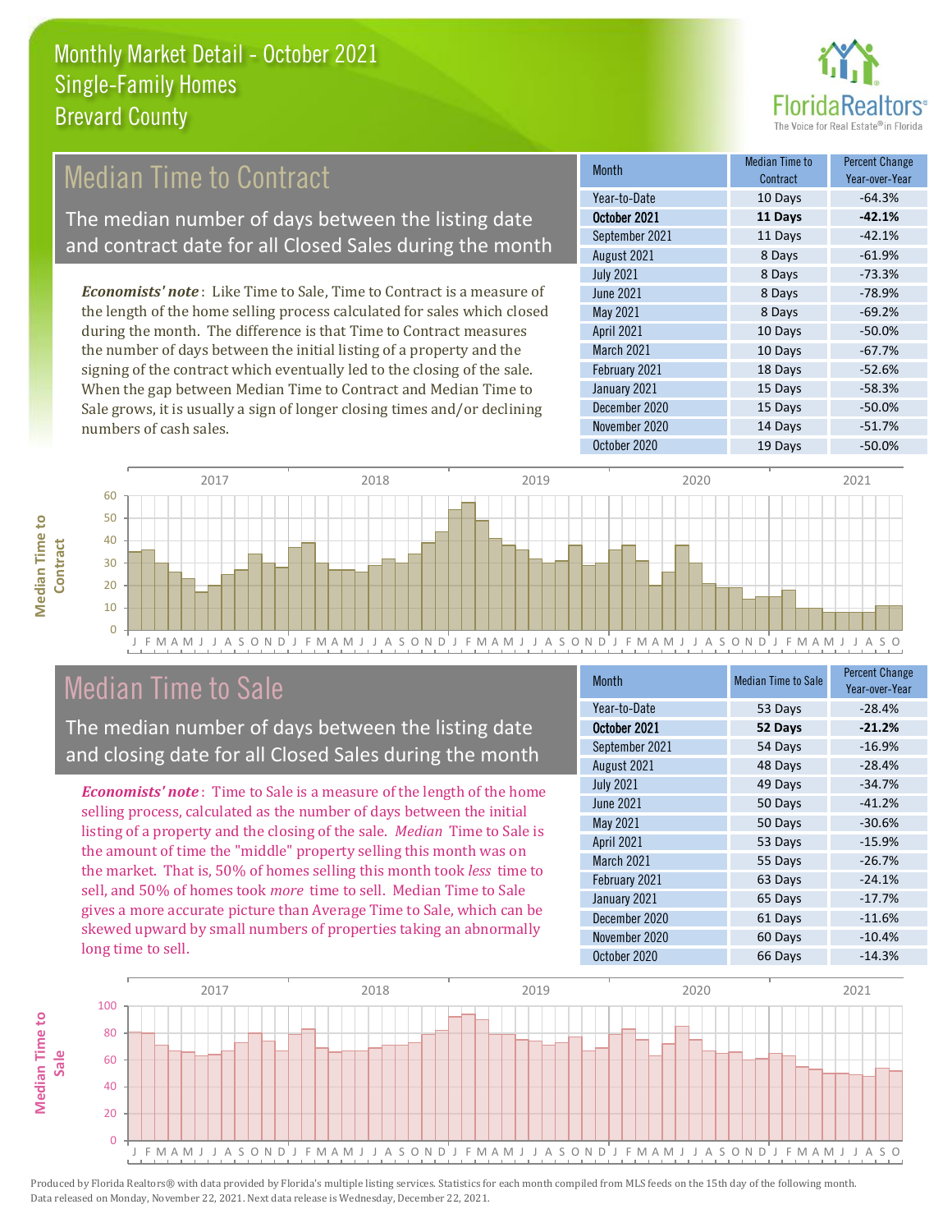# Monthly Market Detail - October 2021
## Single-Family Homes
## Brevard County

## Median Time to Contract

The median number of days between the listing date and contract date for all Closed Sales during the month

*Economists' note*: Like Time to Sale, Time to Contract is a measure of the length of the home selling process calculated for sales which closed during the month. The difference is that Time to Contract measures the number of days between the initial listing of a property and the signing of the contract which eventually led to the closing of the sale. When the gap between Median Time to Contract and Median Time to Sale grows, it is usually a sign of longer closing times and/or declining numbers of cash sales.

| Month | Median Time to Contract | Percent Change Year-over-Year |
|---|---|---|
| Year-to-Date | 10 Days | -64.3% |
| **October 2021** | **11 Days** | **-42.1%** |
| September 2021 | 11 Days | -42.1% |
| August 2021 | 8 Days | -61.9% |
| July 2021 | 8 Days | -73.3% |
| June 2021 | 8 Days | -78.9% |
| May 2021 | 8 Days | -69.2% |
| April 2021 | 10 Days | -50.0% |
| March 2021 | 10 Days | -67.7% |
| February 2021 | 18 Days | -52.6% |
| January 2021 | 15 Days | -58.3% |
| December 2020 | 15 Days | -50.0% |
| November 2020 | 14 Days | -51.7% |
| October 2020 | 19 Days | -50.0% |

## Median Time to Sale

The median number of days between the listing date and closing date for all Closed Sales during the month

*Economists' note*: Time to Sale is a measure of the length of the home selling process, calculated as the number of days between the initial listing of a property and the closing of the sale. *Median* Time to Sale is the amount of time the "middle" property selling this month was on the market. That is, 50% of homes selling this month took *less* time to sell, and 50% of homes took *more* time to sell. Median Time to Sale gives a more accurate picture than Average Time to Sale, which can be skewed upward by small numbers of properties taking an abnormally long time to sell.

| Month | Median Time to Sale | Percent Change Year-over-Year |
|---|---|---|
| Year-to-Date | 53 Days | -28.4% |
| **October 2021** | **52 Days** | **-21.2%** |
| September 2021 | 54 Days | -16.9% |
| August 2021 | 48 Days | -28.4% |
| July 2021 | 49 Days | -34.7% |
| June 2021 | 50 Days | -41.2% |
| May 2021 | 50 Days | -30.6% |
| April 2021 | 53 Days | -15.9% |
| March 2021 | 55 Days | -26.7% |
| February 2021 | 63 Days | -24.1% |
| January 2021 | 65 Days | -17.7% |
| December 2020 | 61 Days | -11.6% |
| November 2020 | 60 Days | -10.4% |
| October 2020 | 66 Days | -14.3% |

Produced by Florida Realtors® with data provided by Florida's multiple listing services. Statistics for each month compiled from MLS feeds on the 15th day of the following month. Data released on Monday, November 22, 2021. Next data release is Wednesday, December 22, 2021.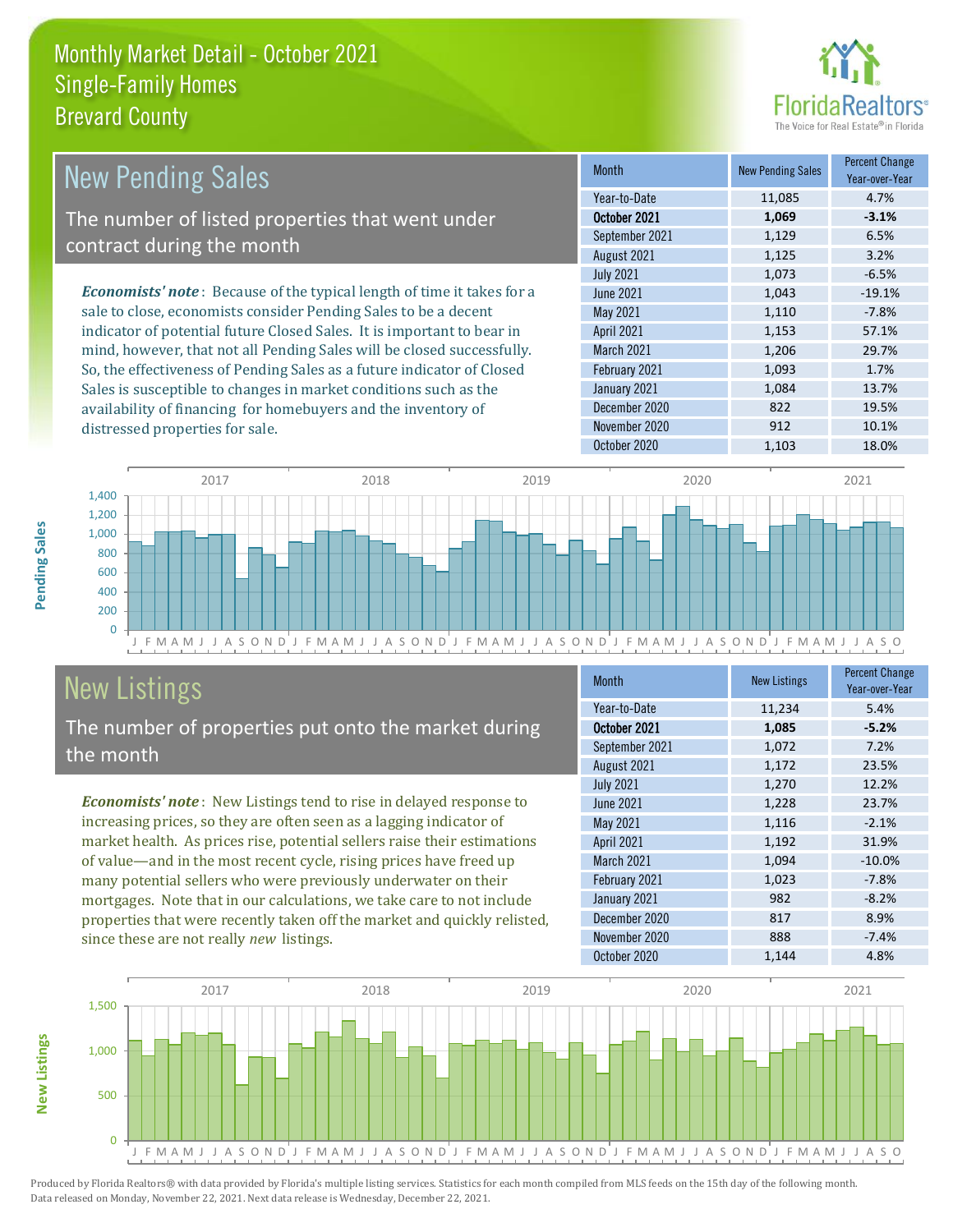# Monthly Market Detail - October 2021
## Single-Family Homes
## Brevard County

## New Pending Sales

The number of listed properties that went under contract during the month

*Economists' note*: Because of the typical length of time it takes for a sale to close, economists consider Pending Sales to be a decent indicator of potential future Closed Sales. It is important to bear in mind, however, that not all Pending Sales will be closed successfully. So, the effectiveness of Pending Sales as a future indicator of Closed Sales is susceptible to changes in market conditions such as the availability of financing for homebuyers and the inventory of distressed properties for sale.

| Month | New Pending Sales | Percent Change Year-over-Year |
|---|---|---|
| Year-to-Date | 11,085 | 4.7% |
| **October 2021** | **1,069** | **-3.1%** |
| September 2021 | 1,129 | 6.5% |
| August 2021 | 1,125 | 3.2% |
| July 2021 | 1,073 | -6.5% |
| June 2021 | 1,043 | -19.1% |
| May 2021 | 1,110 | -7.8% |
| April 2021 | 1,153 | 57.1% |
| March 2021 | 1,206 | 29.7% |
| February 2021 | 1,093 | 1.7% |
| January 2021 | 1,084 | 13.7% |
| December 2020 | 822 | 19.5% |
| November 2020 | 912 | 10.1% |
| October 2020 | 1,103 | 18.0% |

## New Listings

The number of properties put onto the market during the month

*Economists' note*: New Listings tend to rise in delayed response to increasing prices, so they are often seen as a lagging indicator of market health. As prices rise, potential sellers raise their estimations of value—and in the most recent cycle, rising prices have freed up many potential sellers who were previously underwater on their mortgages. Note that in our calculations, we take care to not include properties that were recently taken off the market and quickly relisted, since these are not really *new* listings.

| Month | New Listings | Percent Change Year-over-Year |
|---|---|---|
| Year-to-Date | 11,234 | 5.4% |
| **October 2021** | **1,085** | **-5.2%** |
| September 2021 | 1,072 | 7.2% |
| August 2021 | 1,172 | 23.5% |
| July 2021 | 1,270 | 12.2% |
| June 2021 | 1,228 | 23.7% |
| May 2021 | 1,116 | -2.1% |
| April 2021 | 1,192 | 31.9% |
| March 2021 | 1,094 | -10.0% |
| February 2021 | 1,023 | -7.8% |
| January 2021 | 982 | -8.2% |
| December 2020 | 817 | 8.9% |
| November 2020 | 888 | -7.4% |
| October 2020 | 1,144 | 4.8% |

Produced by Florida Realtors® with data provided by Florida's multiple listing services. Statistics for each month compiled from MLS feeds on the 15th day of the following month. Data released on Monday, November 22, 2021. Next data release is Wednesday, December 22, 2021.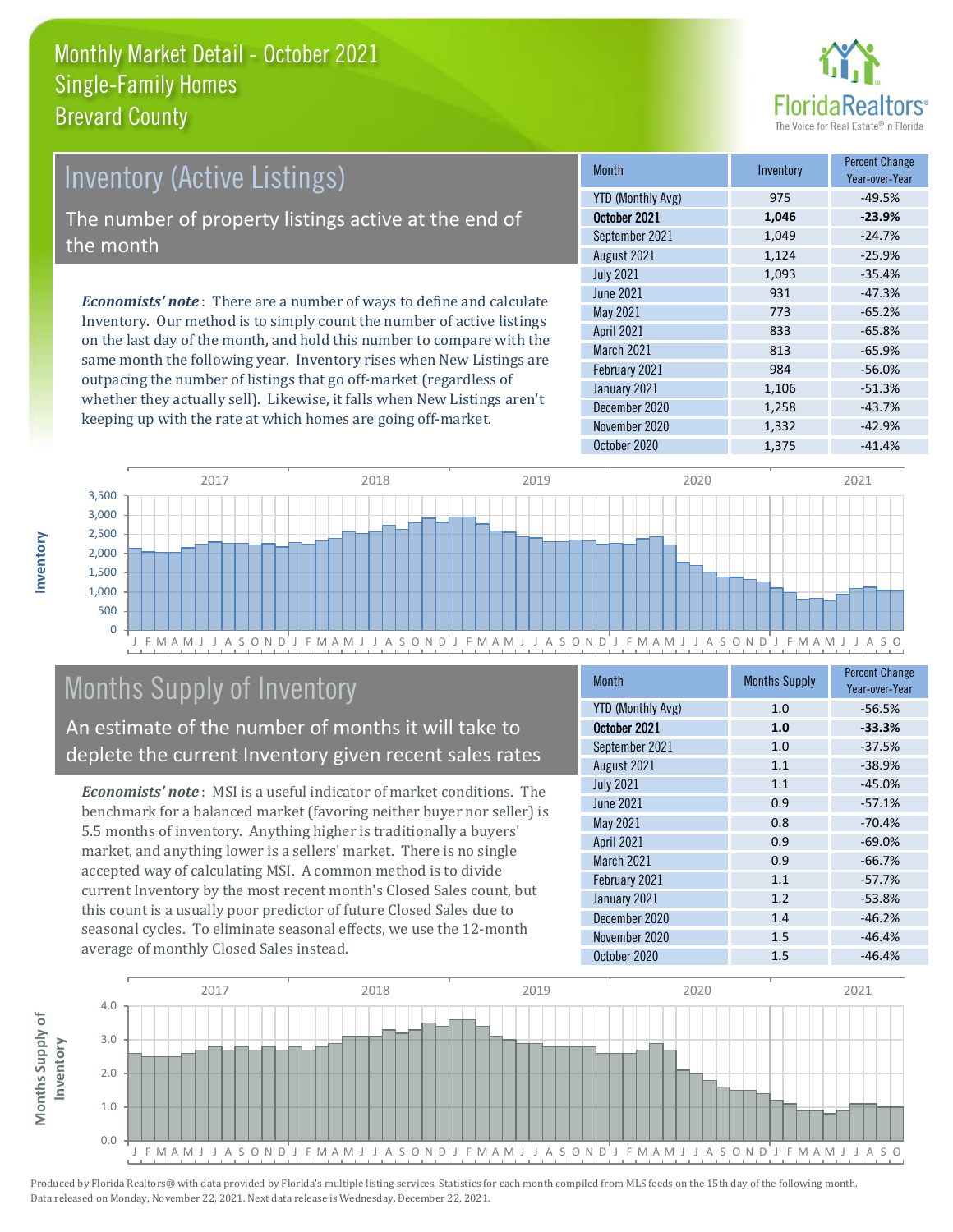# Monthly Market Detail - October 2021
## Single-Family Homes
## Brevard County

## Inventory (Active Listings)

The number of property listings active at the end of the month

***Economists' note***: There are a number of ways to define and calculate Inventory. Our method is to simply count the number of active listings on the last day of the month, and hold this number to compare with the same month the following year. Inventory rises when New Listings are outpacing the number of listings that go off-market (regardless of whether they actually sell). Likewise, it falls when New Listings aren't keeping up with the rate at which homes are going off-market.

| Month | Inventory | Percent Change Year-over-Year |
|---|---|---|
| YTD (Monthly Avg) | 975 | -49.5% |
| **October 2021** | **1,046** | **-23.9%** |
| September 2021 | 1,049 | -24.7% |
| August 2021 | 1,124 | -25.9% |
| July 2021 | 1,093 | -35.4% |
| June 2021 | 931 | -47.3% |
| May 2021 | 773 | -65.2% |
| April 2021 | 833 | -65.8% |
| March 2021 | 813 | -65.9% |
| February 2021 | 984 | -56.0% |
| January 2021 | 1,106 | -51.3% |
| December 2020 | 1,258 | -43.7% |
| November 2020 | 1,332 | -42.9% |
| October 2020 | 1,375 | -41.4% |

## Months Supply of Inventory

An estimate of the number of months it will take to deplete the current Inventory given recent sales rates

***Economists' note***: MSI is a useful indicator of market conditions. The benchmark for a balanced market (favoring neither buyer nor seller) is 5.5 months of inventory. Anything higher is traditionally a buyers' market, and anything lower is a sellers' market. There is no single accepted way of calculating MSI. A common method is to divide current Inventory by the most recent month's Closed Sales count, but this count is a usually poor predictor of future Closed Sales due to seasonal cycles. To eliminate seasonal effects, we use the 12-month average of monthly Closed Sales instead.

| Month | Months Supply | Percent Change Year-over-Year |
|---|---|---|
| YTD (Monthly Avg) | 1.0 | -56.5% |
| **October 2021** | **1.0** | **-33.3%** |
| September 2021 | 1.0 | -37.5% |
| August 2021 | 1.1 | -38.9% |
| July 2021 | 1.1 | -45.0% |
| June 2021 | 0.9 | -57.1% |
| May 2021 | 0.8 | -70.4% |
| April 2021 | 0.9 | -69.0% |
| March 2021 | 0.9 | -66.7% |
| February 2021 | 1.1 | -57.7% |
| January 2021 | 1.2 | -53.8% |
| December 2020 | 1.4 | -46.2% |
| November 2020 | 1.5 | -46.4% |
| October 2020 | 1.5 | -46.4% |

Produced by Florida Realtors® with data provided by Florida's multiple listing services. Statistics for each month compiled from MLS feeds on the 15th day of the following month. Data released on Monday, November 22, 2021. Next data release is Wednesday, December 22, 2021.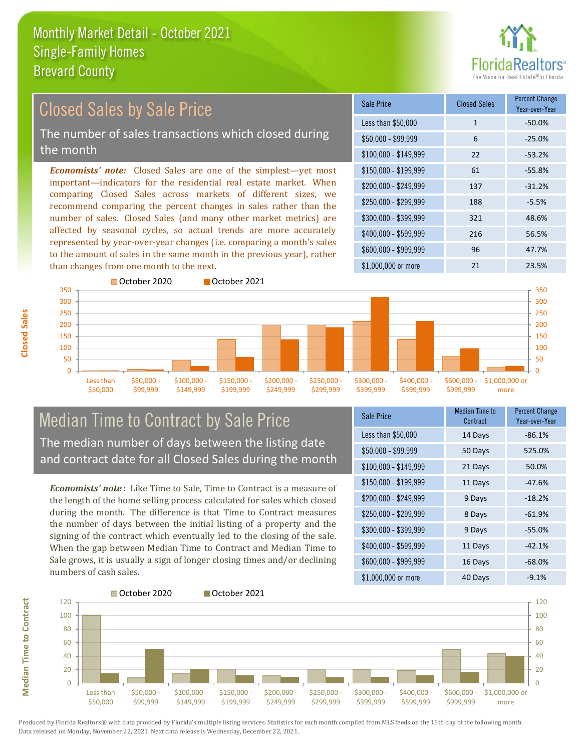# Monthly Market Detail - October 2021
## Single-Family Homes
## Brevard County

## Closed Sales by Sale Price

The number of sales transactions which closed during the month

***Economists' note:*** Closed Sales are one of the simplest—yet most important—indicators for the residential real estate market. When comparing Closed Sales across markets of different sizes, we recommend comparing the percent changes in sales rather than the number of sales. Closed Sales (and many other market metrics) are affected by seasonal cycles, so actual trends are more accurately represented by year-over-year changes (i.e. comparing a month's sales to the amount of sales in the same month in the previous year), rather than changes from one month to the next.

| Sale Price | Closed Sales | Percent Change Year-over-Year |
|---|---|---|
| Less than $50,000 | 1 | -50.0% |
| $50,000 - $99,999 | 6 | -25.0% |
| $100,000 - $149,999 | 22 | -53.2% |
| $150,000 - $199,999 | 61 | -55.8% |
| $200,000 - $249,999 | 137 | -31.2% |
| $250,000 - $299,999 | 188 | -5.5% |
| $300,000 - $399,999 | 321 | 48.6% |
| $400,000 - $599,999 | 216 | 56.5% |
| $600,000 - $999,999 | 96 | 47.7% |
| $1,000,000 or more | 21 | 23.5% |

## Median Time to Contract by Sale Price

The median number of days between the listing date and contract date for all Closed Sales during the month

***Economists' note***: Like Time to Sale, Time to Contract is a measure of the length of the home selling process calculated for sales which closed during the month. The difference is that Time to Contract measures the number of days between the initial listing of a property and the signing of the contract which eventually led to the closing of the sale. When the gap between Median Time to Contract and Median Time to Sale grows, it is usually a sign of longer closing times and/or declining numbers of cash sales.

| Sale Price | Median Time to Contract | Percent Change Year-over-Year |
|---|---|---|
| Less than $50,000 | 14 Days | -86.1% |
| $50,000 - $99,999 | 50 Days | 525.0% |
| $100,000 - $149,999 | 21 Days | 50.0% |
| $150,000 - $199,999 | 11 Days | -47.6% |
| $200,000 - $249,999 | 9 Days | -18.2% |
| $250,000 - $299,999 | 8 Days | -61.9% |
| $300,000 - $399,999 | 9 Days | -55.0% |
| $400,000 - $599,999 | 11 Days | -42.1% |
| $600,000 - $999,999 | 16 Days | -68.0% |
| $1,000,000 or more | 40 Days | -9.1% |

Produced by Florida Realtors® with data provided by Florida's multiple listing services. Statistics for each month compiled from MLS feeds on the 15th day of the following month. Data released on Monday, November 22, 2021. Next data release is Wednesday, December 22, 2021.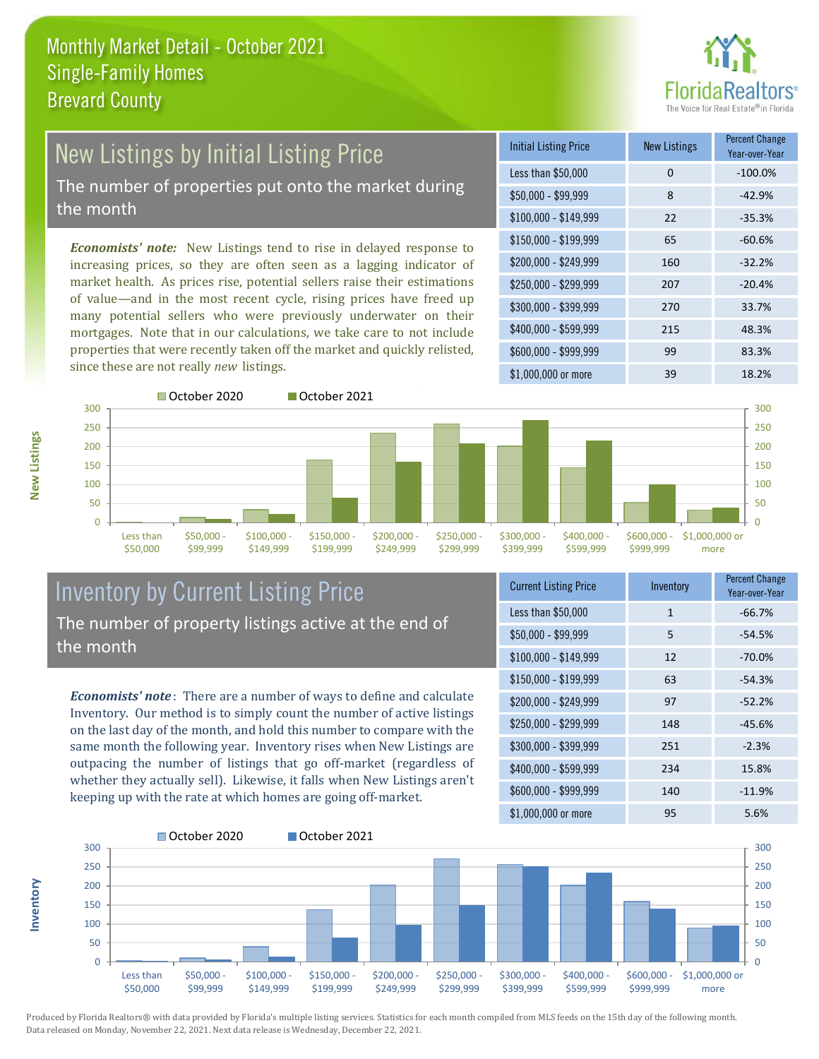# Monthly Market Detail - October 2021
## Single-Family Homes
## Brevard County

## New Listings by Initial Listing Price

The number of properties put onto the market during the month

*Economists' note:* New Listings tend to rise in delayed response to increasing prices, so they are often seen as a lagging indicator of market health. As prices rise, potential sellers raise their estimations of value—and in the most recent cycle, rising prices have freed up many potential sellers who were previously underwater on their mortgages. Note that in our calculations, we take care to not include properties that were recently taken off the market and quickly relisted, since these are not really *new* listings.

| Initial Listing Price | New Listings | Percent Change Year-over-Year |
|---|---|---|
| Less than $50,000 | 0 | -100.0% |
| $50,000 - $99,999 | 8 | -42.9% |
| $100,000 - $149,999 | 22 | -35.3% |
| $150,000 - $199,999 | 65 | -60.6% |
| $200,000 - $249,999 | 160 | -32.2% |
| $250,000 - $299,999 | 207 | -20.4% |
| $300,000 - $399,999 | 270 | 33.7% |
| $400,000 - $599,999 | 215 | 48.3% |
| $600,000 - $999,999 | 99 | 83.3% |
| $1,000,000 or more | 39 | 18.2% |

## Inventory by Current Listing Price

The number of property listings active at the end of the month

*Economists' note*: There are a number of ways to define and calculate Inventory. Our method is to simply count the number of active listings on the last day of the month, and hold this number to compare with the same month the following year. Inventory rises when New Listings are outpacing the number of listings that go off-market (regardless of whether they actually sell). Likewise, it falls when New Listings aren't keeping up with the rate at which homes are going off-market.

| Current Listing Price | Inventory | Percent Change Year-over-Year |
|---|---|---|
| Less than $50,000 | 1 | -66.7% |
| $50,000 - $99,999 | 5 | -54.5% |
| $100,000 - $149,999 | 12 | -70.0% |
| $150,000 - $199,999 | 63 | -54.3% |
| $200,000 - $249,999 | 97 | -52.2% |
| $250,000 - $299,999 | 148 | -45.6% |
| $300,000 - $399,999 | 251 | -2.3% |
| $400,000 - $599,999 | 234 | 15.8% |
| $600,000 - $999,999 | 140 | -11.9% |
| $1,000,000 or more | 95 | 5.6% |

Produced by Florida Realtors® with data provided by Florida's multiple listing services. Statistics for each month compiled from MLS feeds on the 15th day of the following month. Data released on Monday, November 22, 2021. Next data release is Wednesday, December 22, 2021.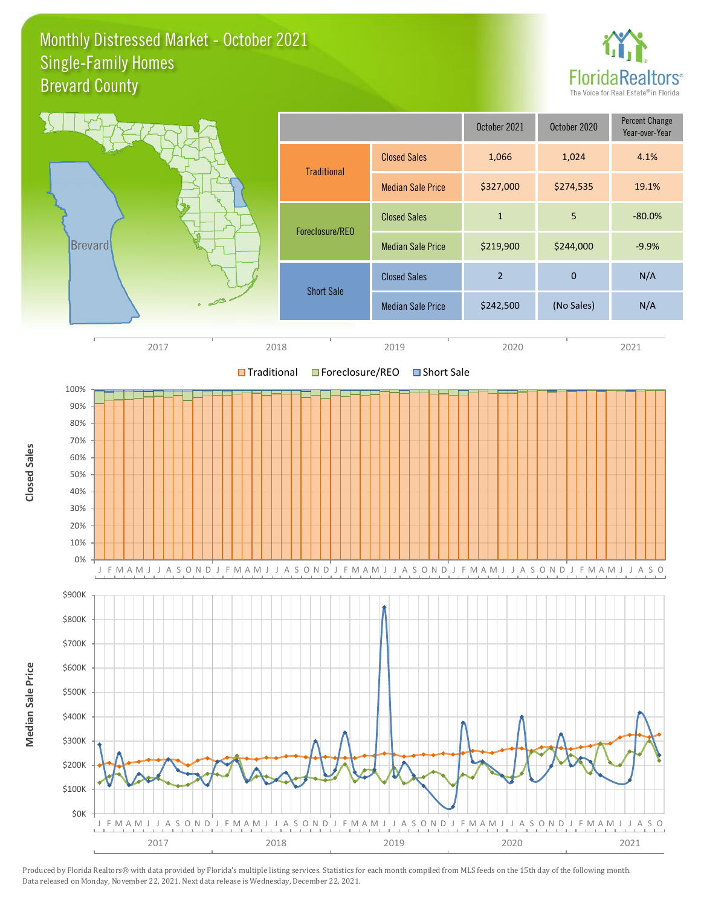# Monthly Distressed Market - October 2021
## Single-Family Homes
## Brevard County

FloridaRealtors®
The Voice for Real Estate® in Florida

Brevard

| | | October 2021 | October 2020 | Percent Change Year-over-Year |
|---|---|---|---|---|
| Traditional | Closed Sales | 1,066 | 1,024 | 4.1% |
| | Median Sale Price | $327,000 | $274,535 | 19.1% |
| Foreclosure/REO | Closed Sales | 1 | 5 | -80.0% |
| | Median Sale Price | $219,900 | $244,000 | -9.9% |
| Short Sale | Closed Sales | 2 | 0 | N/A |
| | Median Sale Price | $242,500 | (No Sales) | N/A |

2017 2018 2019 2020 2021

Traditional Foreclosure/REO Short Sale

Closed Sales

100% 90% 80% 70% 60% 50% 40% 30% 20% 10% 0%

J F M A M J J A S O N D J F M A M J J A S O N D J F M A M J J A S O N D J F M A M J J A S O N D J F M A M J J A S O

Median Sale Price

$900K $800K $700K $600K $500K $400K $300K $200K $100K $0K

J F M A M J J A S O N D J F M A M J J A S O N D J F M A M J J A S O N D J F M A M J J A S O N D J F M A M J J A S O

2017 2018 2019 2020 2021

Produced by Florida Realtors® with data provided by Florida's multiple listing services. Statistics for each month compiled from MLS feeds on the 15th day of the following month. Data released on Monday, November 22, 2021. Next data release is Wednesday, December 22, 2021.